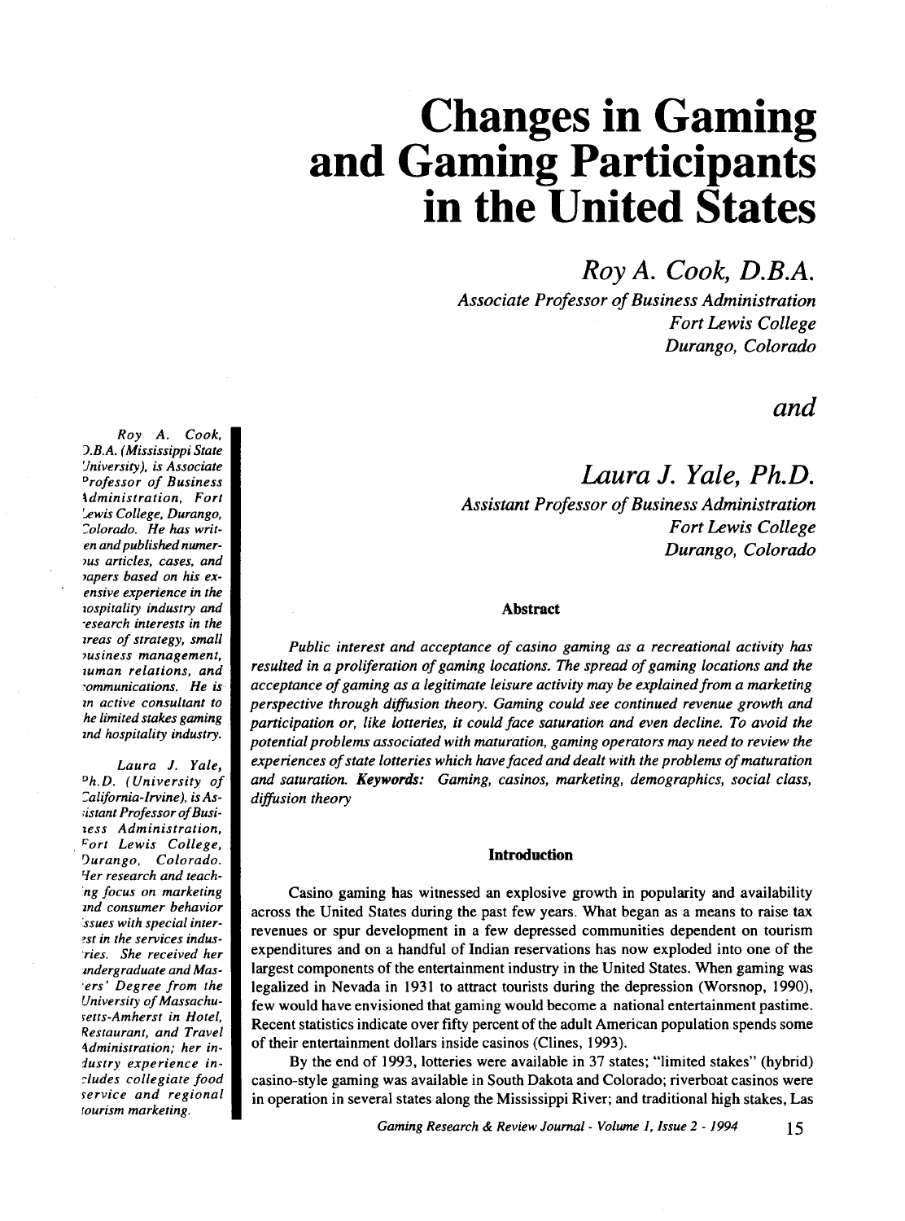# Changes in Gaming and Gaming Participants in the United States

## *Roy A. Cook, D.B.A.*

*Associate Professor of Business Administration*
*Fort Lewis College*
*Durango, Colorado*

## *and*

## *Laura J. Yale, Ph.D.*

*Assistant Professor of Business Administration*
*Fort Lewis College*
*Durango, Colorado*

*Roy A. Cook, D.B.A. (Mississippi State University), is Associate Professor of Business Administration, Fort Lewis College, Durango, Colorado. He has written and published numerous articles, cases, and papers based on his extensive experience in the hospitality industry and research interests in the areas of strategy, small business management, human relations, and communications. He is an active consultant to the limited stakes gaming and hospitality industry.*

*Laura J. Yale, Ph.D. (University of California-Irvine), is Assistant Professor of Business Administration, Fort Lewis College, Durango, Colorado. Her research and teaching focus on marketing and consumer behavior issues with special interest in the services industries. She received her undergraduate and Masters' Degree from the University of Massachusetts-Amherst in Hotel, Restaurant, and Travel Administration; her industry experience includes collegiate food service and regional tourism marketing.*

### Abstract

*Public interest and acceptance of casino gaming as a recreational activity has resulted in a proliferation of gaming locations. The spread of gaming locations and the acceptance of gaming as a legitimate leisure activity may be explained from a marketing perspective through diffusion theory. Gaming could see continued revenue growth and participation or, like lotteries, it could face saturation and even decline. To avoid the potential problems associated with maturation, gaming operators may need to review the experiences of state lotteries which have faced and dealt with the problems of maturation and saturation.* ***Keywords:*** *Gaming, casinos, marketing, demographics, social class, diffusion theory*

### Introduction

Casino gaming has witnessed an explosive growth in popularity and availability across the United States during the past few years. What began as a means to raise tax revenues or spur development in a few depressed communities dependent on tourism expenditures and on a handful of Indian reservations has now exploded into one of the largest components of the entertainment industry in the United States. When gaming was legalized in Nevada in 1931 to attract tourists during the depression (Worsnop, 1990), few would have envisioned that gaming would become a national entertainment pastime. Recent statistics indicate over fifty percent of the adult American population spends some of their entertainment dollars inside casinos (Clines, 1993).

By the end of 1993, lotteries were available in 37 states; "limited stakes" (hybrid) casino-style gaming was available in South Dakota and Colorado; riverboat casinos were in operation in several states along the Mississippi River; and traditional high stakes, Las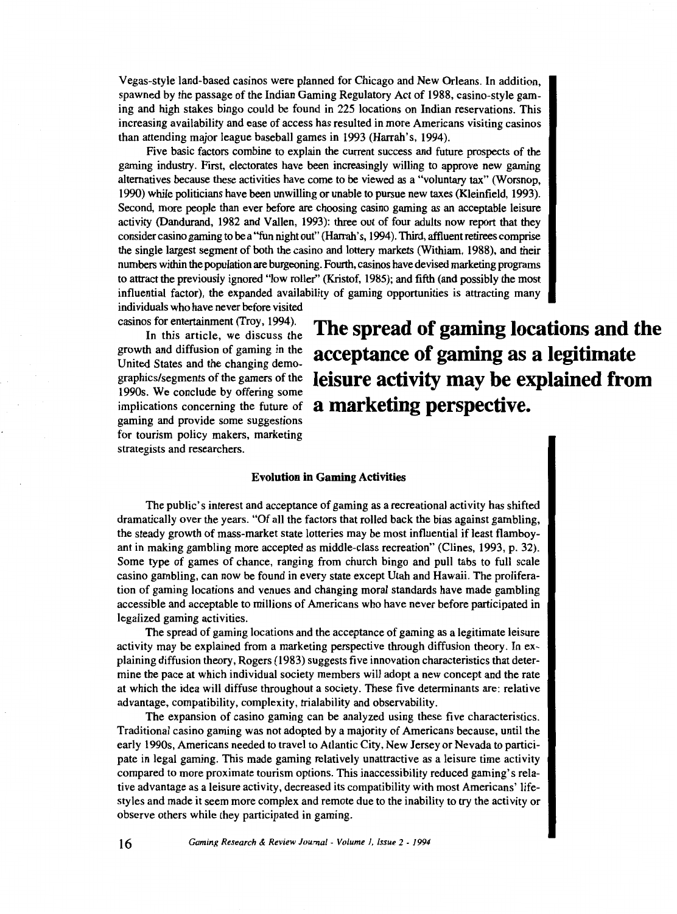Vegas-style land-based casinos were planned for Chicago and New Orleans. In addition, spawned by the passage of the Indian Gaming Regulatory Act of 1988, casino-style gaming and high stakes bingo could be found in 225 locations on Indian reservations. This increasing availability and ease of access has resulted in more Americans visiting casinos than attending major league baseball games in 1993 (Harrah's, 1994).

Five basic factors combine to explain the current success and future prospects of the gaming industry. First, electorates have been increasingly willing to approve new gaming alternatives because these activities have come to be viewed as a "voluntary tax" (Worsnop, 1990) while politicians have been unwilling or unable to pursue new taxes (Kleinfield, 1993). Second, more people than ever before are choosing casino gaming as an acceptable leisure activity (Dandurand, 1982 and Vallen, 1993): three out of four adults now report that they consider casino gaming to be a "fun night out" (Harrah's, 1994). Third, affluent retirees comprise the single largest segment of both the casino and lottery markets (Withiam, 1988), and their numbers within the population are burgeoning. Fourth, casinos have devised marketing programs to attract the previously ignored "low roller" (Kristof, 1985); and fifth (and possibly the most influential factor), the expanded availability of gaming opportunities is attracting many individuals who have never before visited casinos for entertainment (Troy, 1994).

In this article, we discuss the growth and diffusion of gaming in the United States and the changing demographics/segments of the gamers of the 1990s. We conclude by offering some implications concerning the future of gaming and provide some suggestions for tourism policy makers, marketing strategists and researchers.

**The spread of gaming locations and the acceptance of gaming as a legitimate leisure activity may be explained from a marketing perspective.**

### Evolution in Gaming Activities

The public's interest and acceptance of gaming as a recreational activity has shifted dramatically over the years. "Of all the factors that rolled back the bias against gambling, the steady growth of mass-market state lotteries may be most influential if least flamboyant in making gambling more accepted as middle-class recreation" (Clines, 1993, p. 32). Some type of games of chance, ranging from church bingo and pull tabs to full scale casino gambling, can now be found in every state except Utah and Hawaii. The proliferation of gaming locations and venues and changing moral standards have made gambling accessible and acceptable to millions of Americans who have never before participated in legalized gaming activities.

The spread of gaming locations and the acceptance of gaming as a legitimate leisure activity may be explained from a marketing perspective through diffusion theory. In explaining diffusion theory, Rogers (1983) suggests five innovation characteristics that determine the pace at which individual society members will adopt a new concept and the rate at which the idea will diffuse throughout a society. These five determinants are: relative advantage, compatibility, complexity, trialability and observability.

The expansion of casino gaming can be analyzed using these five characteristics. Traditional casino gaming was not adopted by a majority of Americans because, until the early 1990s, Americans needed to travel to Atlantic City, New Jersey or Nevada to participate in legal gaming. This made gaming relatively unattractive as a leisure time activity compared to more proximate tourism options. This inaccessibility reduced gaming's relative advantage as a leisure activity, decreased its compatibility with most Americans' lifestyles and made it seem more complex and remote due to the inability to try the activity or observe others while they participated in gaming.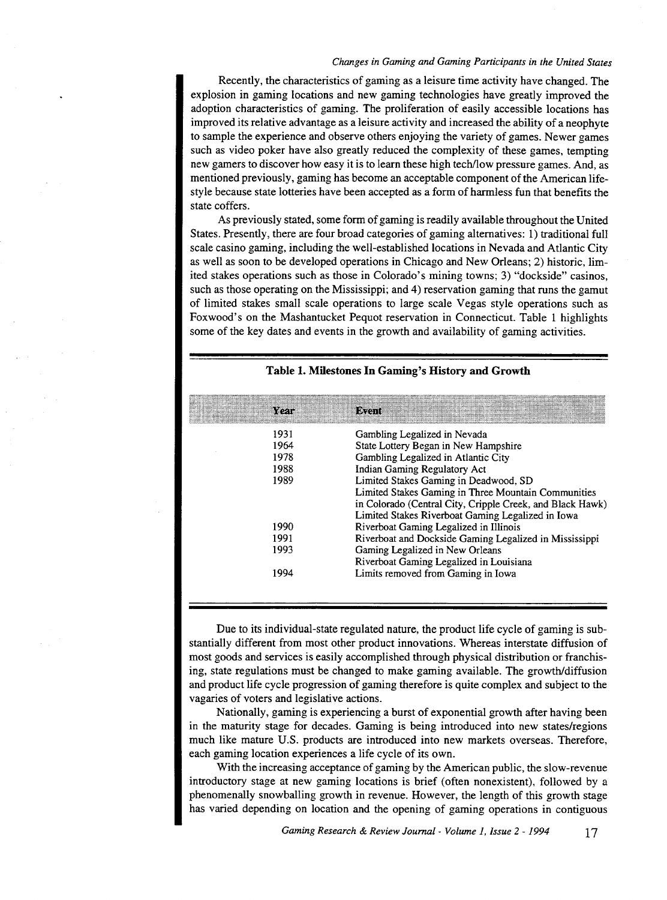Recently, the characteristics of gaming as a leisure time activity have changed. The explosion in gaming locations and new gaming technologies have greatly improved the adoption characteristics of gaming. The proliferation of easily accessible locations has improved its relative advantage as a leisure activity and increased the ability of a neophyte to sample the experience and observe others enjoying the variety of games. Newer games such as video poker have also greatly reduced the complexity of these games, tempting new gamers to discover how easy it is to learn these high tech/low pressure games. And, as mentioned previously, gaming has become an acceptable component of the American lifestyle because state lotteries have been accepted as a form of harmless fun that benefits the state coffers.

As previously stated, some form of gaming is readily available throughout the United States. Presently, there are four broad categories of gaming alternatives: 1) traditional full scale casino gaming, including the well-established locations in Nevada and Atlantic City as well as soon to be developed operations in Chicago and New Orleans; 2) historic, limited stakes operations such as those in Colorado's mining towns; 3) "dockside" casinos, such as those operating on the Mississippi; and 4) reservation gaming that runs the gamut of limited stakes small scale operations to large scale Vegas style operations such as Foxwood's on the Mashantucket Pequot reservation in Connecticut. Table 1 highlights some of the key dates and events in the growth and availability of gaming activities.

**Table 1. Milestones In Gaming's History and Growth**

| Year | Event |
|---|---|
| 1931 | Gambling Legalized in Nevada |
| 1964 | State Lottery Began in New Hampshire |
| 1978 | Gambling Legalized in Atlantic City |
| 1988 | Indian Gaming Regulatory Act |
| 1989 | Limited Stakes Gaming in Deadwood, SD |
| | Limited Stakes Gaming in Three Mountain Communities in Colorado (Central City, Cripple Creek, and Black Hawk) |
| | Limited Stakes Riverboat Gaming Legalized in Iowa |
| 1990 | Riverboat Gaming Legalized in Illinois |
| 1991 | Riverboat and Dockside Gaming Legalized in Mississippi |
| 1993 | Gaming Legalized in New Orleans |
| | Riverboat Gaming Legalized in Louisiana |
| 1994 | Limits removed from Gaming in Iowa |

Due to its individual-state regulated nature, the product life cycle of gaming is substantially different from most other product innovations. Whereas interstate diffusion of most goods and services is easily accomplished through physical distribution or franchising, state regulations must be changed to make gaming available. The growth/diffusion and product life cycle progression of gaming therefore is quite complex and subject to the vagaries of voters and legislative actions.

Nationally, gaming is experiencing a burst of exponential growth after having been in the maturity stage for decades. Gaming is being introduced into new states/regions much like mature U.S. products are introduced into new markets overseas. Therefore, each gaming location experiences a life cycle of its own.

With the increasing acceptance of gaming by the American public, the slow-revenue introductory stage at new gaming locations is brief (often nonexistent), followed by a phenomenally snowballing growth in revenue. However, the length of this growth stage has varied depending on location and the opening of gaming operations in contiguous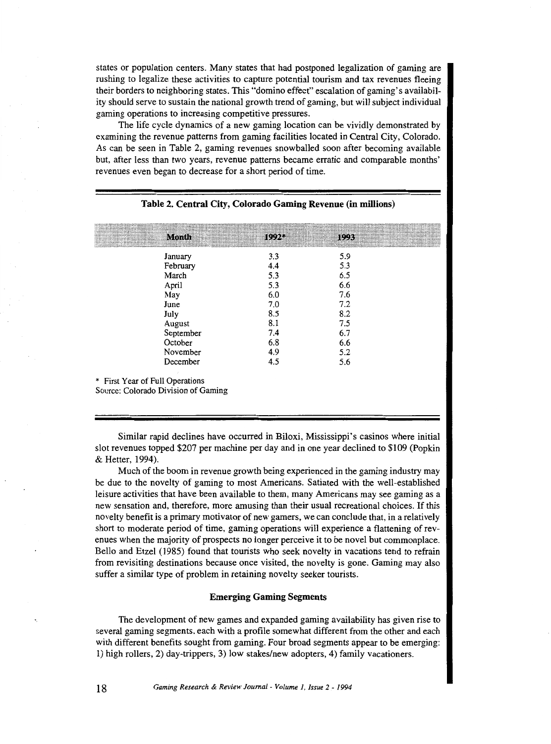states or population centers. Many states that had postponed legalization of gaming are rushing to legalize these activities to capture potential tourism and tax revenues fleeing their borders to neighboring states. This "domino effect" escalation of gaming's availability should serve to sustain the national growth trend of gaming, but will subject individual gaming operations to increasing competitive pressures.

The life cycle dynamics of a new gaming location can be vividly demonstrated by examining the revenue patterns from gaming facilities located in Central City, Colorado. As can be seen in Table 2, gaming revenues snowballed soon after becoming available but, after less than two years, revenue patterns became erratic and comparable months' revenues even began to decrease for a short period of time.

**Table 2. Central City, Colorado Gaming Revenue (in millions)**

| Month | 1992* | 1993 |
|---|---|---|
| January | 3.3 | 5.9 |
| February | 4.4 | 5.3 |
| March | 5.3 | 6.5 |
| April | 5.3 | 6.6 |
| May | 6.0 | 7.6 |
| June | 7.0 | 7.2 |
| July | 8.5 | 8.2 |
| August | 8.1 | 7.5 |
| September | 7.4 | 6.7 |
| October | 6.8 | 6.6 |
| November | 4.9 | 5.2 |
| December | 4.5 | 5.6 |

\* First Year of Full Operations
Source: Colorado Division of Gaming

Similar rapid declines have occurred in Biloxi, Mississippi's casinos where initial slot revenues topped $207 per machine per day and in one year declined to $109 (Popkin & Hetter, 1994).

Much of the boom in revenue growth being experienced in the gaming industry may be due to the novelty of gaming to most Americans. Satiated with the well-established leisure activities that have been available to them, many Americans may see gaming as a new sensation and, therefore, more amusing than their usual recreational choices. If this novelty benefit is a primary motivator of new gamers, we can conclude that, in a relatively short to moderate period of time, gaming operations will experience a flattening of revenues when the majority of prospects no longer perceive it to be novel but commonplace. Bello and Etzel (1985) found that tourists who seek novelty in vacations tend to refrain from revisiting destinations because once visited, the novelty is gone. Gaming may also suffer a similar type of problem in retaining novelty seeker tourists.

## Emerging Gaming Segments

The development of new games and expanded gaming availability has given rise to several gaming segments, each with a profile somewhat different from the other and each with different benefits sought from gaming. Four broad segments appear to be emerging: 1) high rollers, 2) day-trippers, 3) low stakes/new adopters, 4) family vacationers.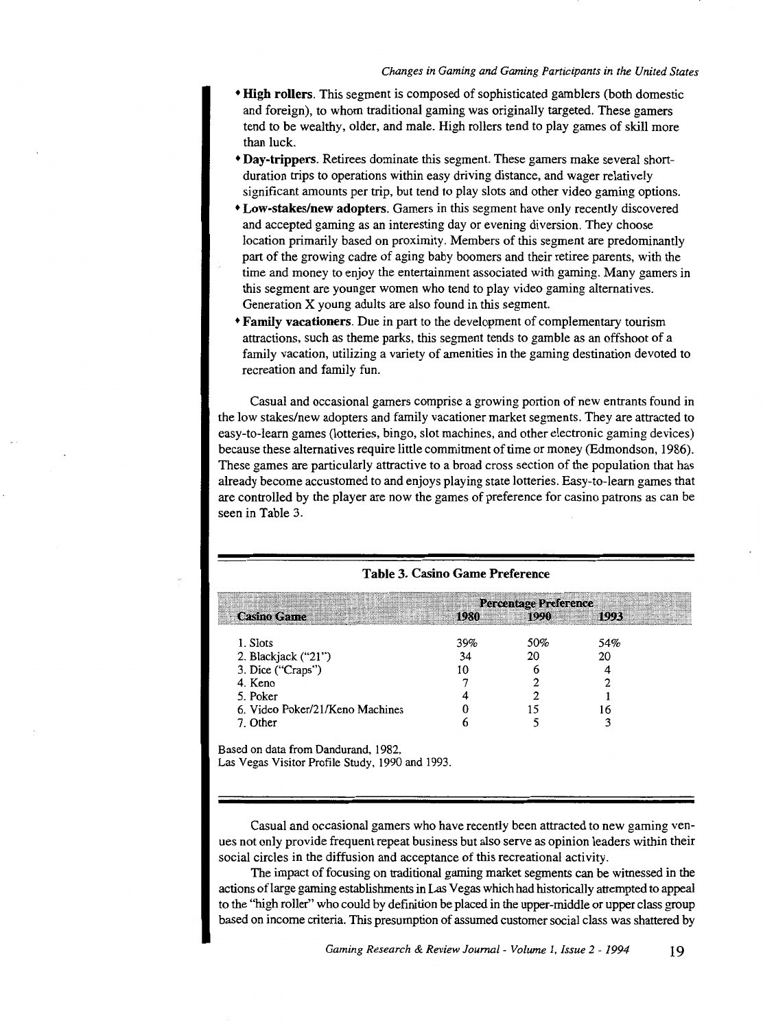- **High rollers**. This segment is composed of sophisticated gamblers (both domestic and foreign), to whom traditional gaming was originally targeted. These gamers tend to be wealthy, older, and male. High rollers tend to play games of skill more than luck.
- **Day-trippers**. Retirees dominate this segment. These gamers make several short-duration trips to operations within easy driving distance, and wager relatively significant amounts per trip, but tend to play slots and other video gaming options.
- **Low-stakes/new adopters**. Gamers in this segment have only recently discovered and accepted gaming as an interesting day or evening diversion. They choose location primarily based on proximity. Members of this segment are predominantly part of the growing cadre of aging baby boomers and their retiree parents, with the time and money to enjoy the entertainment associated with gaming. Many gamers in this segment are younger women who tend to play video gaming alternatives. Generation X young adults are also found in this segment.
- **Family vacationers**. Due in part to the development of complementary tourism attractions, such as theme parks, this segment tends to gamble as an offshoot of a family vacation, utilizing a variety of amenities in the gaming destination devoted to recreation and family fun.

Casual and occasional gamers comprise a growing portion of new entrants found in the low stakes/new adopters and family vacationer market segments. They are attracted to easy-to-learn games (lotteries, bingo, slot machines, and other electronic gaming devices) because these alternatives require little commitment of time or money (Edmondson, 1986). These games are particularly attractive to a broad cross section of the population that has already become accustomed to and enjoys playing state lotteries. Easy-to-learn games that are controlled by the player are now the games of preference for casino patrons as can be seen in Table 3.

**Table 3. Casino Game Preference**

| Casino Game | Percentage Preference | | |
|---|---|---|---|
| | 1980 | 1990 | 1993 |
| 1. Slots | 39% | 50% | 54% |
| 2. Blackjack ("21") | 34 | 20 | 20 |
| 3. Dice ("Craps") | 10 | 6 | 4 |
| 4. Keno | 7 | 2 | 2 |
| 5. Poker | 4 | 2 | 1 |
| 6. Video Poker/21/Keno Machines | 0 | 15 | 16 |
| 7. Other | 6 | 5 | 3 |

Based on data from Dandurand, 1982,
Las Vegas Visitor Profile Study, 1990 and 1993.

Casual and occasional gamers who have recently been attracted to new gaming venues not only provide frequent repeat business but also serve as opinion leaders within their social circles in the diffusion and acceptance of this recreational activity.

The impact of focusing on traditional gaming market segments can be witnessed in the actions of large gaming establishments in Las Vegas which had historically attempted to appeal to the "high roller" who could by definition be placed in the upper-middle or upper class group based on income criteria. This presumption of assumed customer social class was shattered by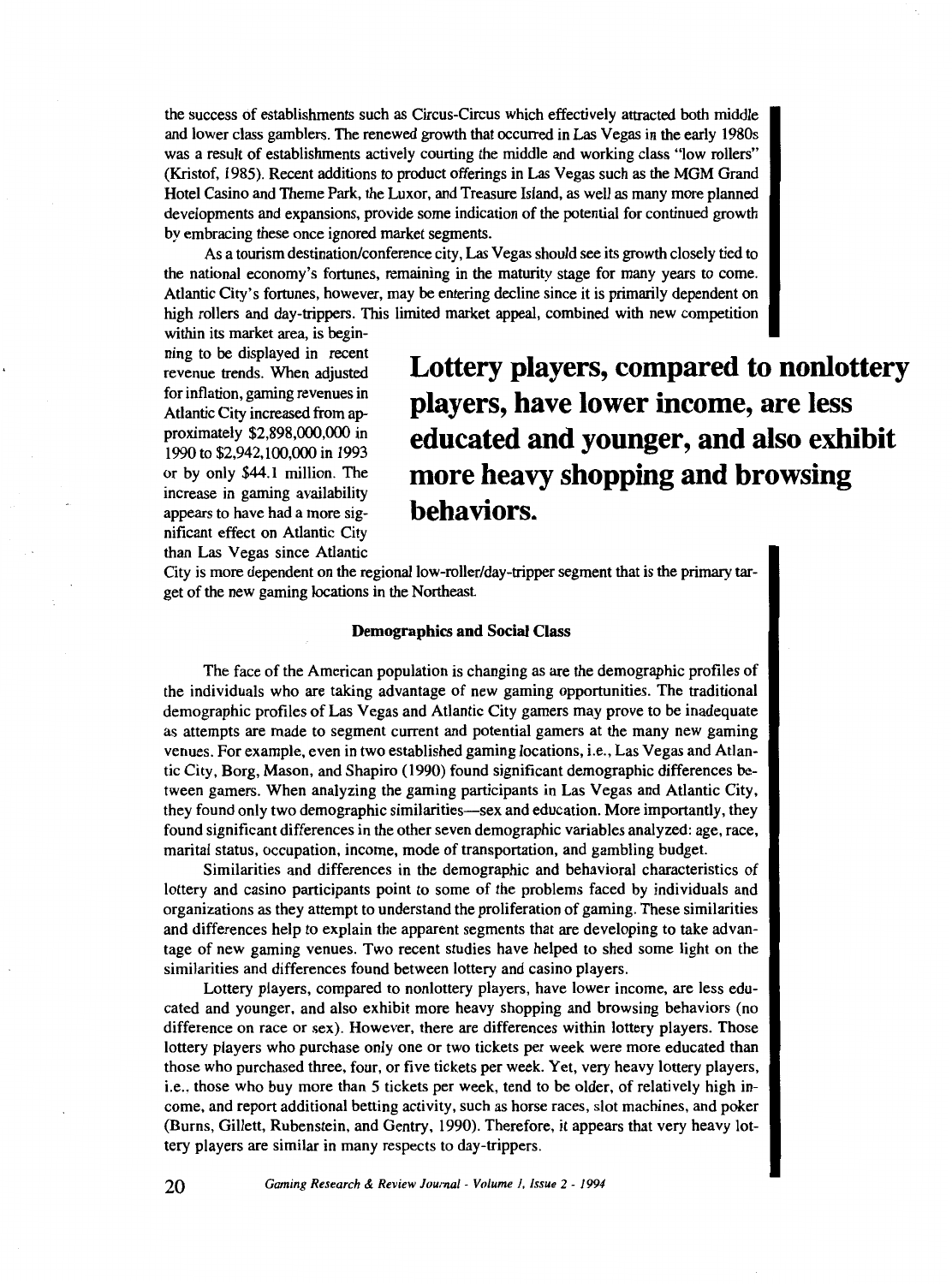the success of establishments such as Circus-Circus which effectively attracted both middle and lower class gamblers. The renewed growth that occurred in Las Vegas in the early 1980s was a result of establishments actively courting the middle and working class "low rollers" (Kristof, 1985). Recent additions to product offerings in Las Vegas such as the MGM Grand Hotel Casino and Theme Park, the Luxor, and Treasure Island, as well as many more planned developments and expansions, provide some indication of the potential for continued growth by embracing these once ignored market segments.

As a tourism destination/conference city, Las Vegas should see its growth closely tied to the national economy's fortunes, remaining in the maturity stage for many years to come. Atlantic City's fortunes, however, may be entering decline since it is primarily dependent on high rollers and day-trippers. This limited market appeal, combined with new competition within its market area, is beginning to be displayed in recent revenue trends. When adjusted for inflation, gaming revenues in Atlantic City increased from approximately $2,898,000,000 in 1990 to $2,942,100,000 in 1993 or by only $44.1 million. The increase in gaming availability appears to have had a more significant effect on Atlantic City than Las Vegas since Atlantic City is more dependent on the regional low-roller/day-tripper segment that is the primary target of the new gaming locations in the Northeast.

**Lottery players, compared to nonlottery players, have lower income, are less educated and younger, and also exhibit more heavy shopping and browsing behaviors.**

### Demographics and Social Class

The face of the American population is changing as are the demographic profiles of the individuals who are taking advantage of new gaming opportunities. The traditional demographic profiles of Las Vegas and Atlantic City gamers may prove to be inadequate as attempts are made to segment current and potential gamers at the many new gaming venues. For example, even in two established gaming locations, i.e., Las Vegas and Atlantic City, Borg, Mason, and Shapiro (1990) found significant demographic differences between gamers. When analyzing the gaming participants in Las Vegas and Atlantic City, they found only two demographic similarities—sex and education. More importantly, they found significant differences in the other seven demographic variables analyzed: age, race, marital status, occupation, income, mode of transportation, and gambling budget.

Similarities and differences in the demographic and behavioral characteristics of lottery and casino participants point to some of the problems faced by individuals and organizations as they attempt to understand the proliferation of gaming. These similarities and differences help to explain the apparent segments that are developing to take advantage of new gaming venues. Two recent studies have helped to shed some light on the similarities and differences found between lottery and casino players.

Lottery players, compared to nonlottery players, have lower income, are less educated and younger, and also exhibit more heavy shopping and browsing behaviors (no difference on race or sex). However, there are differences within lottery players. Those lottery players who purchase only one or two tickets per week were more educated than those who purchased three, four, or five tickets per week. Yet, very heavy lottery players, i.e., those who buy more than 5 tickets per week, tend to be older, of relatively high income, and report additional betting activity, such as horse races, slot machines, and poker (Burns, Gillett, Rubenstein, and Gentry, 1990). Therefore, it appears that very heavy lottery players are similar in many respects to day-trippers.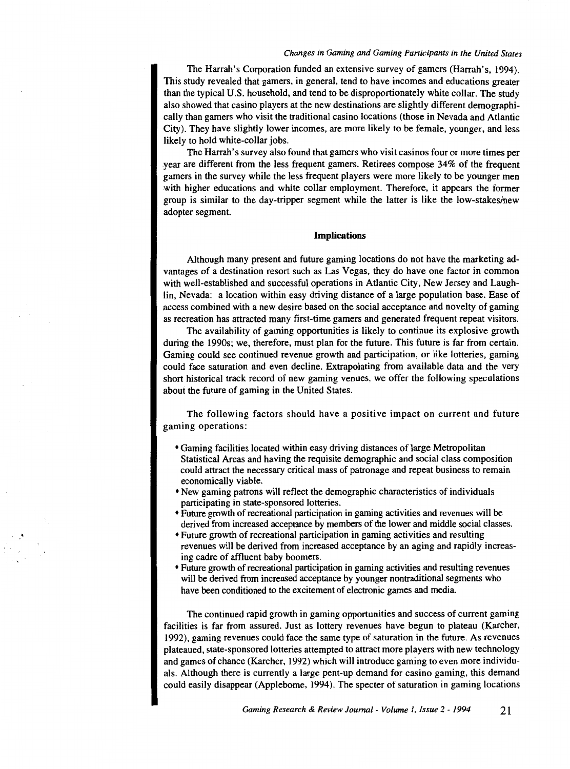The Harrah's Corporation funded an extensive survey of gamers (Harrah's, 1994). This study revealed that gamers, in general, tend to have incomes and educations greater than the typical U.S. household, and tend to be disproportionately white collar. The study also showed that casino players at the new destinations are slightly different demographically than gamers who visit the traditional casino locations (those in Nevada and Atlantic City). They have slightly lower incomes, are more likely to be female, younger, and less likely to hold white-collar jobs.

The Harrah's survey also found that gamers who visit casinos four or more times per year are different from the less frequent gamers. Retirees compose 34% of the frequent gamers in the survey while the less frequent players were more likely to be younger men with higher educations and white collar employment. Therefore, it appears the former group is similar to the day-tripper segment while the latter is like the low-stakes/new adopter segment.

## Implications

Although many present and future gaming locations do not have the marketing advantages of a destination resort such as Las Vegas, they do have one factor in common with well-established and successful operations in Atlantic City, New Jersey and Laughlin, Nevada: a location within easy driving distance of a large population base. Ease of access combined with a new desire based on the social acceptance and novelty of gaming as recreation has attracted many first-time gamers and generated frequent repeat visitors.

The availability of gaming opportunities is likely to continue its explosive growth during the 1990s; we, therefore, must plan for the future. This future is far from certain. Gaming could see continued revenue growth and participation, or like lotteries, gaming could face saturation and even decline. Extrapolating from available data and the very short historical track record of new gaming venues, we offer the following speculations about the future of gaming in the United States.

The following factors should have a positive impact on current and future gaming operations:

- Gaming facilities located within easy driving distances of large Metropolitan Statistical Areas and having the requisite demographic and social class composition could attract the necessary critical mass of patronage and repeat business to remain economically viable.
- New gaming patrons will reflect the demographic characteristics of individuals participating in state-sponsored lotteries.
- Future growth of recreational participation in gaming activities and revenues will be derived from increased acceptance by members of the lower and middle social classes.
- Future growth of recreational participation in gaming activities and resulting revenues will be derived from increased acceptance by an aging and rapidly increasing cadre of affluent baby boomers.
- Future growth of recreational participation in gaming activities and resulting revenues will be derived from increased acceptance by younger nontraditional segments who have been conditioned to the excitement of electronic games and media.

The continued rapid growth in gaming opportunities and success of current gaming facilities is far from assured. Just as lottery revenues have begun to plateau (Karcher, 1992), gaming revenues could face the same type of saturation in the future. As revenues plateaued, state-sponsored lotteries attempted to attract more players with new technology and games of chance (Karcher, 1992) which will introduce gaming to even more individuals. Although there is currently a large pent-up demand for casino gaming, this demand could easily disappear (Applebome, 1994). The specter of saturation in gaming locations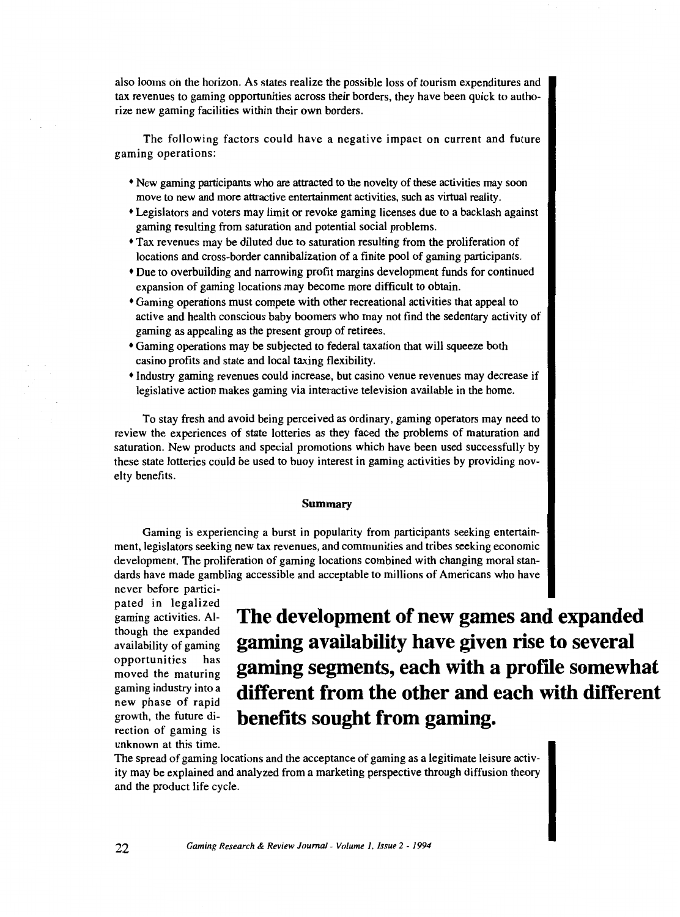also looms on the horizon. As states realize the possible loss of tourism expenditures and tax revenues to gaming opportunities across their borders, they have been quick to authorize new gaming facilities within their own borders.

The following factors could have a negative impact on current and future gaming operations:

- New gaming participants who are attracted to the novelty of these activities may soon move to new and more attractive entertainment activities, such as virtual reality.
- Legislators and voters may limit or revoke gaming licenses due to a backlash against gaming resulting from saturation and potential social problems.
- Tax revenues may be diluted due to saturation resulting from the proliferation of locations and cross-border cannibalization of a finite pool of gaming participants.
- Due to overbuilding and narrowing profit margins development funds for continued expansion of gaming locations may become more difficult to obtain.
- Gaming operations must compete with other recreational activities that appeal to active and health conscious baby boomers who may not find the sedentary activity of gaming as appealing as the present group of retirees.
- Gaming operations may be subjected to federal taxation that will squeeze both casino profits and state and local taxing flexibility.
- Industry gaming revenues could increase, but casino venue revenues may decrease if legislative action makes gaming via interactive television available in the home.

To stay fresh and avoid being perceived as ordinary, gaming operators may need to review the experiences of state lotteries as they faced the problems of maturation and saturation. New products and special promotions which have been used successfully by these state lotteries could be used to buoy interest in gaming activities by providing novelty benefits.

### Summary

Gaming is experiencing a burst in popularity from participants seeking entertainment, legislators seeking new tax revenues, and communities and tribes seeking economic development. The proliferation of gaming locations combined with changing moral standards have made gambling accessible and acceptable to millions of Americans who have never before participated in legalized gaming activities. Although the expanded availability of gaming opportunities has moved the maturing gaming industry into a new phase of rapid growth, the future direction of gaming is unknown at this time.

**The development of new games and expanded gaming availability have given rise to several gaming segments, each with a profile somewhat different from the other and each with different benefits sought from gaming.**

The spread of gaming locations and the acceptance of gaming as a legitimate leisure activity may be explained and analyzed from a marketing perspective through diffusion theory and the product life cycle.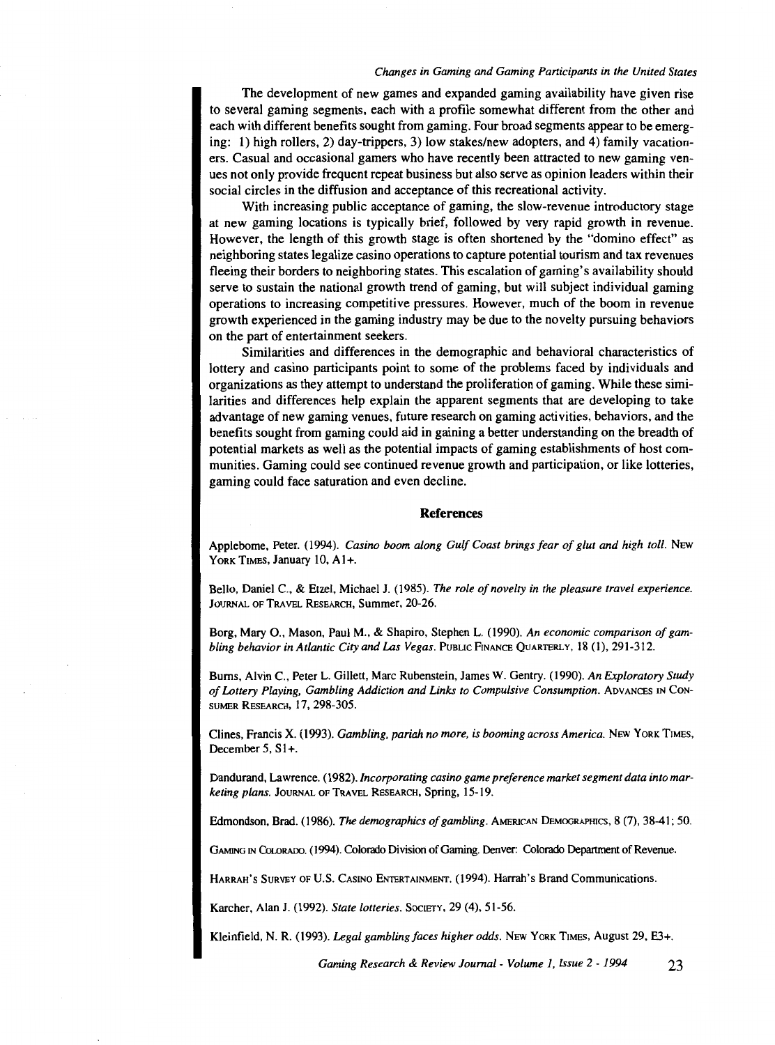The development of new games and expanded gaming availability have given rise to several gaming segments, each with a profile somewhat different from the other and each with different benefits sought from gaming. Four broad segments appear to be emerging: 1) high rollers, 2) day-trippers, 3) low stakes/new adopters, and 4) family vacationers. Casual and occasional gamers who have recently been attracted to new gaming venues not only provide frequent repeat business but also serve as opinion leaders within their social circles in the diffusion and acceptance of this recreational activity.

With increasing public acceptance of gaming, the slow-revenue introductory stage at new gaming locations is typically brief, followed by very rapid growth in revenue. However, the length of this growth stage is often shortened by the "domino effect" as neighboring states legalize casino operations to capture potential tourism and tax revenues fleeing their borders to neighboring states. This escalation of gaming's availability should serve to sustain the national growth trend of gaming, but will subject individual gaming operations to increasing competitive pressures. However, much of the boom in revenue growth experienced in the gaming industry may be due to the novelty pursuing behaviors on the part of entertainment seekers.

Similarities and differences in the demographic and behavioral characteristics of lottery and casino participants point to some of the problems faced by individuals and organizations as they attempt to understand the proliferation of gaming. While these similarities and differences help explain the apparent segments that are developing to take advantage of new gaming venues, future research on gaming activities, behaviors, and the benefits sought from gaming could aid in gaining a better understanding on the breadth of potential markets as well as the potential impacts of gaming establishments of host communities. Gaming could see continued revenue growth and participation, or like lotteries, gaming could face saturation and even decline.

## References

Applebome, Peter. (1994). *Casino boom along Gulf Coast brings fear of glut and high toll.* New York Times, January 10, A1+.

Bello, Daniel C., & Etzel, Michael J. (1985). *The role of novelty in the pleasure travel experience.* Journal of Travel Research, Summer, 20-26.

Borg, Mary O., Mason, Paul M., & Shapiro, Stephen L. (1990). *An economic comparison of gambling behavior in Atlantic City and Las Vegas.* Public Finance Quarterly, 18 (1), 291-312.

Burns, Alvin C., Peter L. Gillett, Marc Rubenstein, James W. Gentry. (1990). *An Exploratory Study of Lottery Playing, Gambling Addiction and Links to Compulsive Consumption.* Advances in Consumer Research, 17, 298-305.

Clines, Francis X. (1993). *Gambling, pariah no more, is booming across America.* New York Times, December 5, S1+.

Dandurand, Lawrence. (1982). *Incorporating casino game preference market segment data into marketing plans.* Journal of Travel Research, Spring, 15-19.

Edmondson, Brad. (1986). *The demographics of gambling.* American Demographics, 8 (7), 38-41; 50.

Gaming in Colorado. (1994). Colorado Division of Gaming. Denver: Colorado Department of Revenue.

Harrah's Survey of U.S. Casino Entertainment. (1994). Harrah's Brand Communications.

Karcher, Alan J. (1992). *State lotteries.* Society, 29 (4), 51-56.

Kleinfield, N. R. (1993). *Legal gambling faces higher odds.* New York Times, August 29, E3+.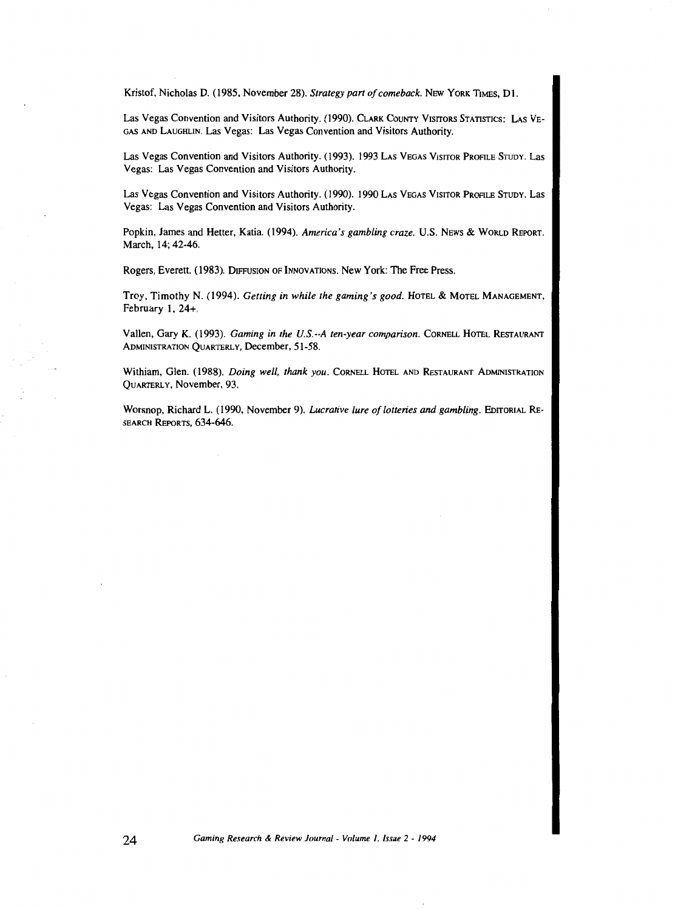Kristof, Nicholas D. (1985, November 28). *Strategy part of comeback.* NEW YORK TIMES, D1.

Las Vegas Convention and Visitors Authority. (1990). CLARK COUNTY VISITORS STATISTICS: LAS VEGAS AND LAUGHLIN. Las Vegas: Las Vegas Convention and Visitors Authority.

Las Vegas Convention and Visitors Authority. (1993). 1993 LAS VEGAS VISITOR PROFILE STUDY. Las Vegas: Las Vegas Convention and Visitors Authority.

Las Vegas Convention and Visitors Authority. (1990). 1990 LAS VEGAS VISITOR PROFILE STUDY. Las Vegas: Las Vegas Convention and Visitors Authority.

Popkin, James and Hetter, Katia. (1994). *America's gambling craze.* U.S. NEWS & WORLD REPORT. March, 14; 42-46.

Rogers, Everett. (1983). DIFFUSION OF INNOVATIONS. New York: The Free Press.

Troy, Timothy N. (1994). *Getting in while the gaming's good.* HOTEL & MOTEL MANAGEMENT, February 1, 24+.

Vallen, Gary K. (1993). *Gaming in the U.S.--A ten-year comparison.* CORNELL HOTEL RESTAURANT ADMINISTRATION QUARTERLY, December, 51-58.

Withiam, Glen. (1988). *Doing well, thank you.* CORNELL HOTEL AND RESTAURANT ADMINISTRATION QUARTERLY, November, 93.

Worsnop, Richard L. (1990, November 9). *Lucrative lure of lotteries and gambling.* EDITORIAL RESEARCH REPORTS, 634-646.